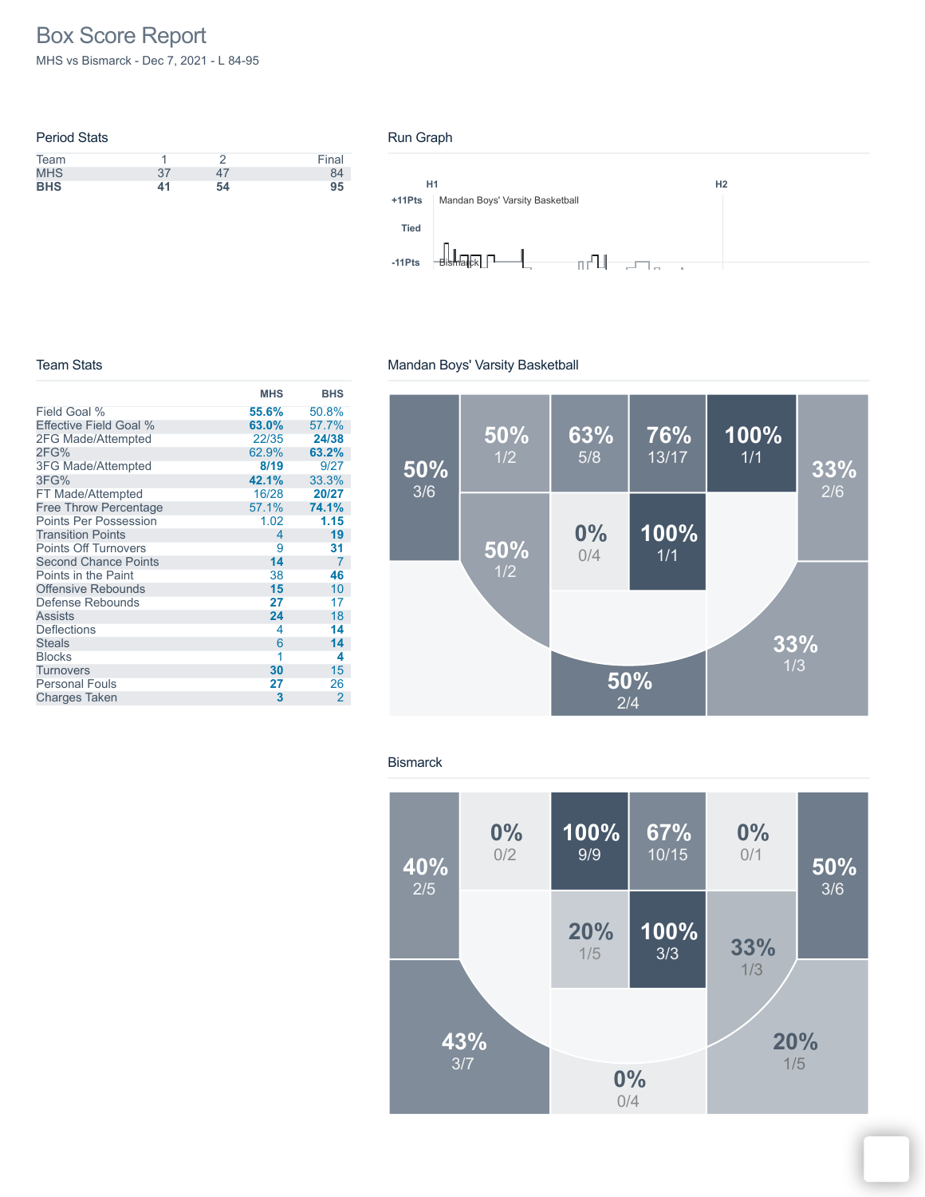# Box Score Report

MHS vs Bismarck - Dec 7, 2021 - L 84-95

## Period Stats

| Team | 1 | 2 | Final |
|---|---|---|---|
| MHS | 37 | 47 | 84 |
| **BHS** | **41** | **54** | **95** |

## Run Graph

H1 H2

+11Pts Mandan Boys' Varsity Basketball

Tied

-11Pts Bismarck

## Team Stats

| | MHS | BHS |
|---|---|---|
| Field Goal % | **55.6%** | 50.8% |
| Effective Field Goal % | **63.0%** | 57.7% |
| 2FG Made/Attempted | 22/35 | **24/38** |
| 2FG% | 62.9% | **63.2%** |
| 3FG Made/Attempted | **8/19** | 9/27 |
| 3FG% | **42.1%** | 33.3% |
| FT Made/Attempted | 16/28 | **20/27** |
| Free Throw Percentage | 57.1% | **74.1%** |
| Points Per Possession | 1.02 | **1.15** |
| Transition Points | 4 | **19** |
| Points Off Turnovers | 9 | **31** |
| Second Chance Points | **14** | 7 |
| Points in the Paint | 38 | **46** |
| Offensive Rebounds | **15** | 10 |
| Defense Rebounds | **27** | 17 |
| Assists | **24** | 18 |
| Deflections | 4 | **14** |
| Steals | 6 | **14** |
| Blocks | 1 | **4** |
| Turnovers | **30** | 15 |
| Personal Fouls | **27** | 26 |
| Charges Taken | **3** | 2 |

## Mandan Boys' Varsity Basketball

50% 3/6

50% 1/2

63% 5/8

76% 13/17

100% 1/1

33% 2/6

50% 1/2

0% 0/4

100% 1/1

33% 1/3

50% 2/4

## Bismarck

40% 2/5

0% 0/2

100% 9/9

67% 10/15

0% 0/1

50% 3/6

20% 1/5

100% 3/3

33% 1/3

43% 3/7

20% 1/5

0% 0/4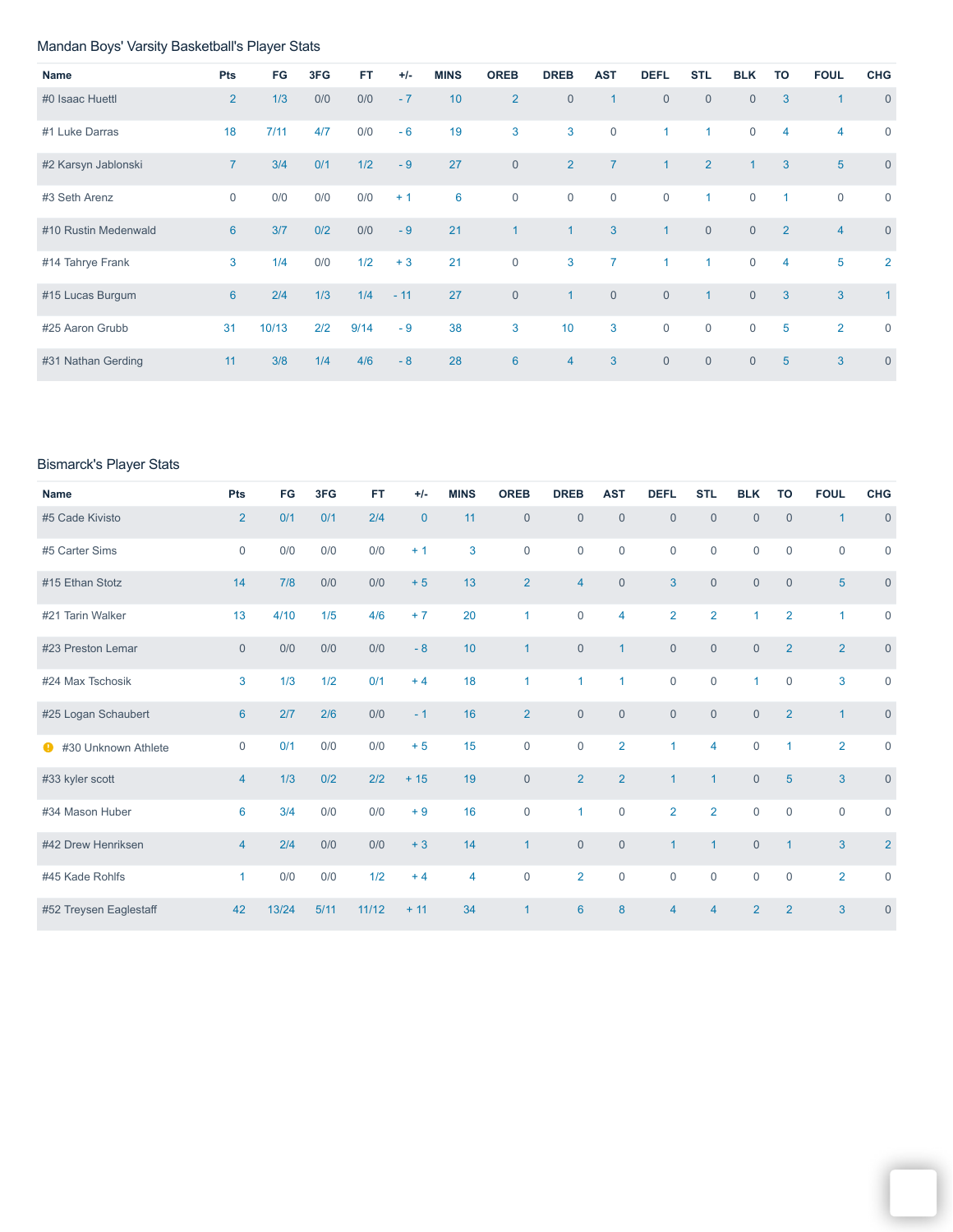Mandan Boys' Varsity Basketball's Player Stats

| Name | Pts | FG | 3FG | FT | +/- | MINS | OREB | DREB | AST | DEFL | STL | BLK | TO | FOUL | CHG |
|---|---|---|---|---|---|---|---|---|---|---|---|---|---|---|---|
| #0 Isaac Huettl | 2 | 1/3 | 0/0 | 0/0 | - 7 | 10 | 2 | 0 | 1 | 0 | 0 | 0 | 3 | 1 | 0 |
| #1 Luke Darras | 18 | 7/11 | 4/7 | 0/0 | - 6 | 19 | 3 | 3 | 0 | 1 | 1 | 0 | 4 | 4 | 0 |
| #2 Karsyn Jablonski | 7 | 3/4 | 0/1 | 1/2 | - 9 | 27 | 0 | 2 | 7 | 1 | 2 | 1 | 3 | 5 | 0 |
| #3 Seth Arenz | 0 | 0/0 | 0/0 | 0/0 | + 1 | 6 | 0 | 0 | 0 | 0 | 1 | 0 | 1 | 0 | 0 |
| #10 Rustin Medenwald | 6 | 3/7 | 0/2 | 0/0 | - 9 | 21 | 1 | 1 | 3 | 1 | 0 | 0 | 2 | 4 | 0 |
| #14 Tahrye Frank | 3 | 1/4 | 0/0 | 1/2 | + 3 | 21 | 0 | 3 | 7 | 1 | 1 | 0 | 4 | 5 | 2 |
| #15 Lucas Burgum | 6 | 2/4 | 1/3 | 1/4 | - 11 | 27 | 0 | 1 | 0 | 0 | 1 | 0 | 3 | 3 | 1 |
| #25 Aaron Grubb | 31 | 10/13 | 2/2 | 9/14 | - 9 | 38 | 3 | 10 | 3 | 0 | 0 | 0 | 5 | 2 | 0 |
| #31 Nathan Gerding | 11 | 3/8 | 1/4 | 4/6 | - 8 | 28 | 6 | 4 | 3 | 0 | 0 | 0 | 5 | 3 | 0 |

Bismarck's Player Stats

| Name | Pts | FG | 3FG | FT | +/- | MINS | OREB | DREB | AST | DEFL | STL | BLK | TO | FOUL | CHG |
|---|---|---|---|---|---|---|---|---|---|---|---|---|---|---|---|
| #5 Cade Kivisto | 2 | 0/1 | 0/1 | 2/4 | 0 | 11 | 0 | 0 | 0 | 0 | 0 | 0 | 0 | 1 | 0 |
| #5 Carter Sims | 0 | 0/0 | 0/0 | 0/0 | + 1 | 3 | 0 | 0 | 0 | 0 | 0 | 0 | 0 | 0 | 0 |
| #15 Ethan Stotz | 14 | 7/8 | 0/0 | 0/0 | + 5 | 13 | 2 | 4 | 0 | 3 | 0 | 0 | 0 | 5 | 0 |
| #21 Tarin Walker | 13 | 4/10 | 1/5 | 4/6 | + 7 | 20 | 1 | 0 | 4 | 2 | 2 | 1 | 2 | 1 | 0 |
| #23 Preston Lemar | 0 | 0/0 | 0/0 | 0/0 | - 8 | 10 | 1 | 0 | 1 | 0 | 0 | 0 | 2 | 2 | 0 |
| #24 Max Tschosik | 3 | 1/3 | 1/2 | 0/1 | + 4 | 18 | 1 | 1 | 1 | 0 | 0 | 1 | 0 | 3 | 0 |
| #25 Logan Schaubert | 6 | 2/7 | 2/6 | 0/0 | - 1 | 16 | 2 | 0 | 0 | 0 | 0 | 0 | 2 | 1 | 0 |
| #30 Unknown Athlete | 0 | 0/1 | 0/0 | 0/0 | + 5 | 15 | 0 | 0 | 2 | 1 | 4 | 0 | 1 | 2 | 0 |
| #33 kyler scott | 4 | 1/3 | 0/2 | 2/2 | + 15 | 19 | 0 | 2 | 2 | 1 | 1 | 0 | 5 | 3 | 0 |
| #34 Mason Huber | 6 | 3/4 | 0/0 | 0/0 | + 9 | 16 | 0 | 1 | 0 | 2 | 2 | 0 | 0 | 0 | 0 |
| #42 Drew Henriksen | 4 | 2/4 | 0/0 | 0/0 | + 3 | 14 | 1 | 0 | 0 | 1 | 1 | 0 | 1 | 3 | 2 |
| #45 Kade Rohlfs | 1 | 0/0 | 0/0 | 1/2 | + 4 | 4 | 0 | 2 | 0 | 0 | 0 | 0 | 0 | 2 | 0 |
| #52 Treysen Eaglestaff | 42 | 13/24 | 5/11 | 11/12 | + 11 | 34 | 1 | 6 | 8 | 4 | 4 | 2 | 2 | 3 | 0 |